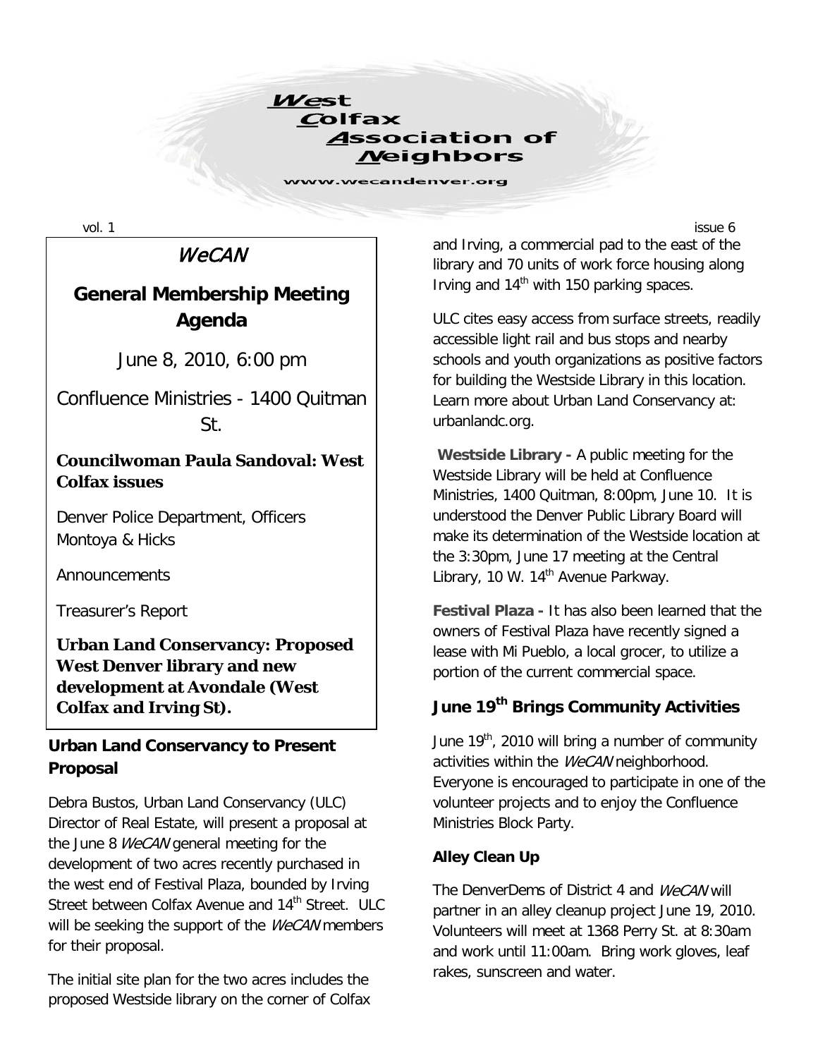# West Colfax Association of Neighbors

www.wecandenver.org

## *WeCAN*

## General Membership Meeting Agenda

June 8, 2010, 6:00 pm

Confluence Ministries - 1400 Quitman St.

**Councilwoman Paula Sandoval: West Colfax issues**

Denver Police Department, Officers Montoya & Hicks

Announcements

Treasurer's Report

**Urban Land Conservancy: Proposed West Denver library and new development at Avondale (West Colfax and Irving St).**

### Urban Land Conservancy to Present Proposal

Debra Bustos, Urban Land Conservancy (ULC) Director of Real Estate, will present a proposal at the June 8 *WeCAN* general meeting for the development of two acres recently purchased in the west end of Festival Plaza, bounded by Irving Street between Colfax Avenue and 14th Street. ULC will be seeking the support of the *WeCAN* members for their proposal.

The initial site plan for the two acres includes the proposed Westside library on the corner of Colfax and Irving, a commercial pad to the east of the library and 70 units of work force housing along Irving and 14th with 150 parking spaces.

ULC cites easy access from surface streets, readily accessible light rail and bus stops and nearby schools and youth organizations as positive factors for building the Westside Library in this location. Learn more about Urban Land Conservancy at: urbanlandc.org.

**Westside Library -** A public meeting for the Westside Library will be held at Confluence Ministries, 1400 Quitman, 8:00pm, June 10. It is understood the Denver Public Library Board will make its determination of the Westside location at the 3:30pm, June 17 meeting at the Central Library, 10 W. 14th Avenue Parkway.

**Festival Plaza -** It has also been learned that the owners of Festival Plaza have recently signed a lease with Mi Pueblo, a local grocer, to utilize a portion of the current commercial space.

## June 19th Brings Community Activities

June 19th, 2010 will bring a number of community activities within the *WeCAN* neighborhood. Everyone is encouraged to participate in one of the volunteer projects and to enjoy the Confluence Ministries Block Party.

### Alley Clean Up

The DenverDems of District 4 and *WeCAN* will partner in an alley cleanup project June 19, 2010. Volunteers will meet at 1368 Perry St. at 8:30am and work until 11:00am. Bring work gloves, leaf rakes, sunscreen and water.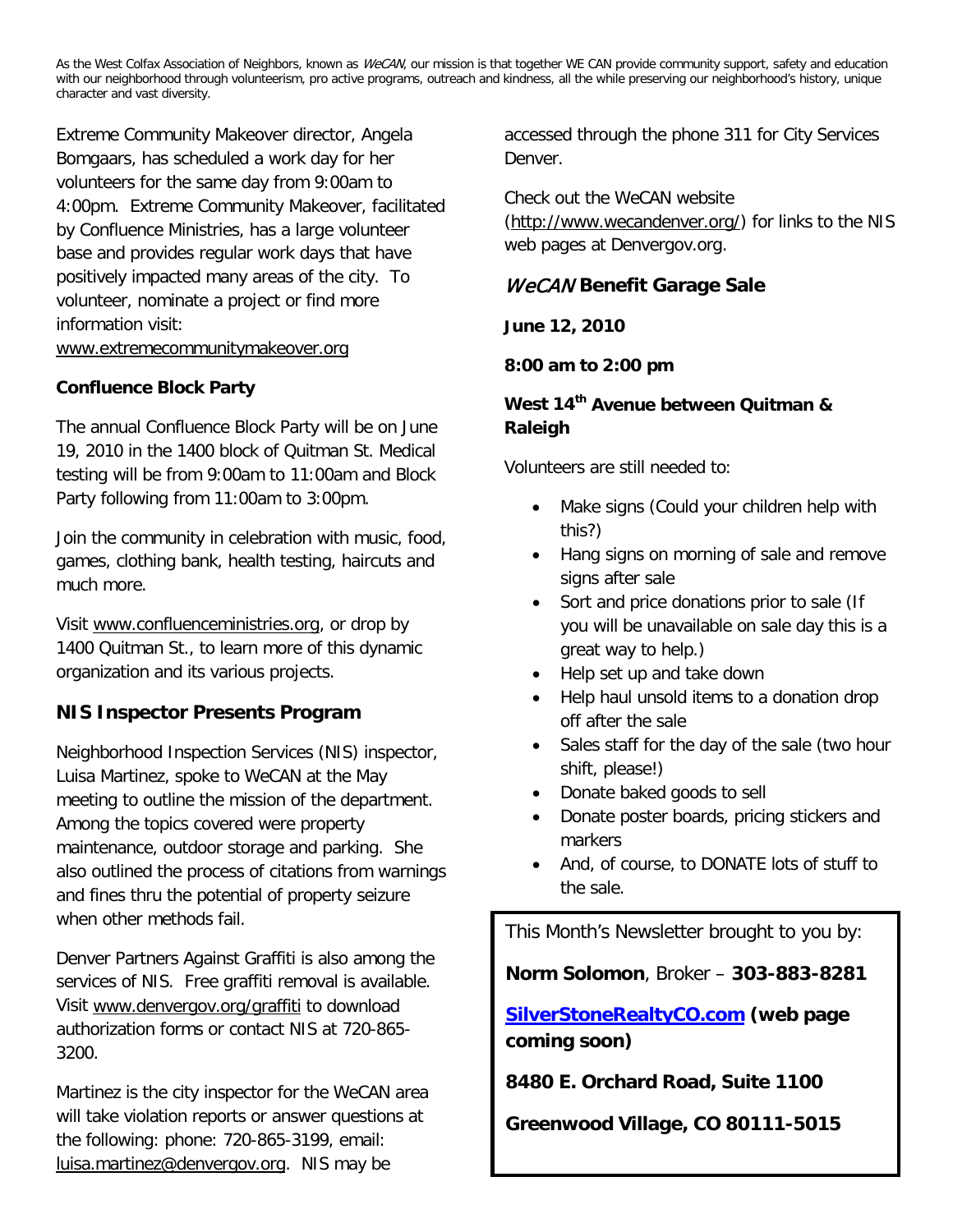As the West Colfax Association of Neighbors, known as *WeCAN*, our mission is that together WE CAN provide community support, safety and education with our neighborhood through volunteerism, pro active programs, outreach and kindness, all the while preserving our neighborhood's history, unique character and vast diversity.

Extreme Community Makeover director, Angela Bomgaars, has scheduled a work day for her volunteers for the same day from 9:00am to 4:00pm. Extreme Community Makeover, facilitated by Confluence Ministries, has a large volunteer base and provides regular work days that have positively impacted many areas of the city. To volunteer, nominate a project or find more information visit: www.extremecommunitymakeover.org

**Confluence Block Party**

The annual Confluence Block Party will be on June 19, 2010 in the 1400 block of Quitman St. Medical testing will be from 9:00am to 11:00am and Block Party following from 11:00am to 3:00pm.

Join the community in celebration with music, food, games, clothing bank, health testing, haircuts and much more.

Visit www.confluenceministries.org, or drop by 1400 Quitman St., to learn more of this dynamic organization and its various projects.

## NIS Inspector Presents Program

Neighborhood Inspection Services (NIS) inspector, Luisa Martinez, spoke to WeCAN at the May meeting to outline the mission of the department. Among the topics covered were property maintenance, outdoor storage and parking. She also outlined the process of citations from warnings and fines thru the potential of property seizure when other methods fail.

Denver Partners Against Graffiti is also among the services of NIS. Free graffiti removal is available. Visit www.denvergov.org/graffiti to download authorization forms or contact NIS at 720-865-3200.

Martinez is the city inspector for the WeCAN area will take violation reports or answer questions at the following: phone: 720-865-3199, email: luisa.martinez@denvergov.org. NIS may be accessed through the phone 311 for City Services Denver.

Check out the WeCAN website (http://www.wecandenver.org/) for links to the NIS web pages at Denvergov.org.

## *WeCAN* Benefit Garage Sale

**June 12, 2010**

**8:00 am to 2:00 pm**

**West 14th Avenue between Quitman & Raleigh**

Volunteers are still needed to:

- Make signs (Could your children help with this?)
- Hang signs on morning of sale and remove signs after sale
- Sort and price donations prior to sale (If you will be unavailable on sale day this is a great way to help.)
- Help set up and take down
- Help haul unsold items to a donation drop off after the sale
- Sales staff for the day of the sale (two hour shift, please!)
- Donate baked goods to sell
- Donate poster boards, pricing stickers and markers
- And, of course, to DONATE lots of stuff to the sale.

This Month's Newsletter brought to you by:

**Norm Solomon**, Broker – **303-883-8281**

**SilverStoneRealtyCO.com (web page coming soon)**

**8480 E. Orchard Road, Suite 1100**

**Greenwood Village, CO 80111-5015**